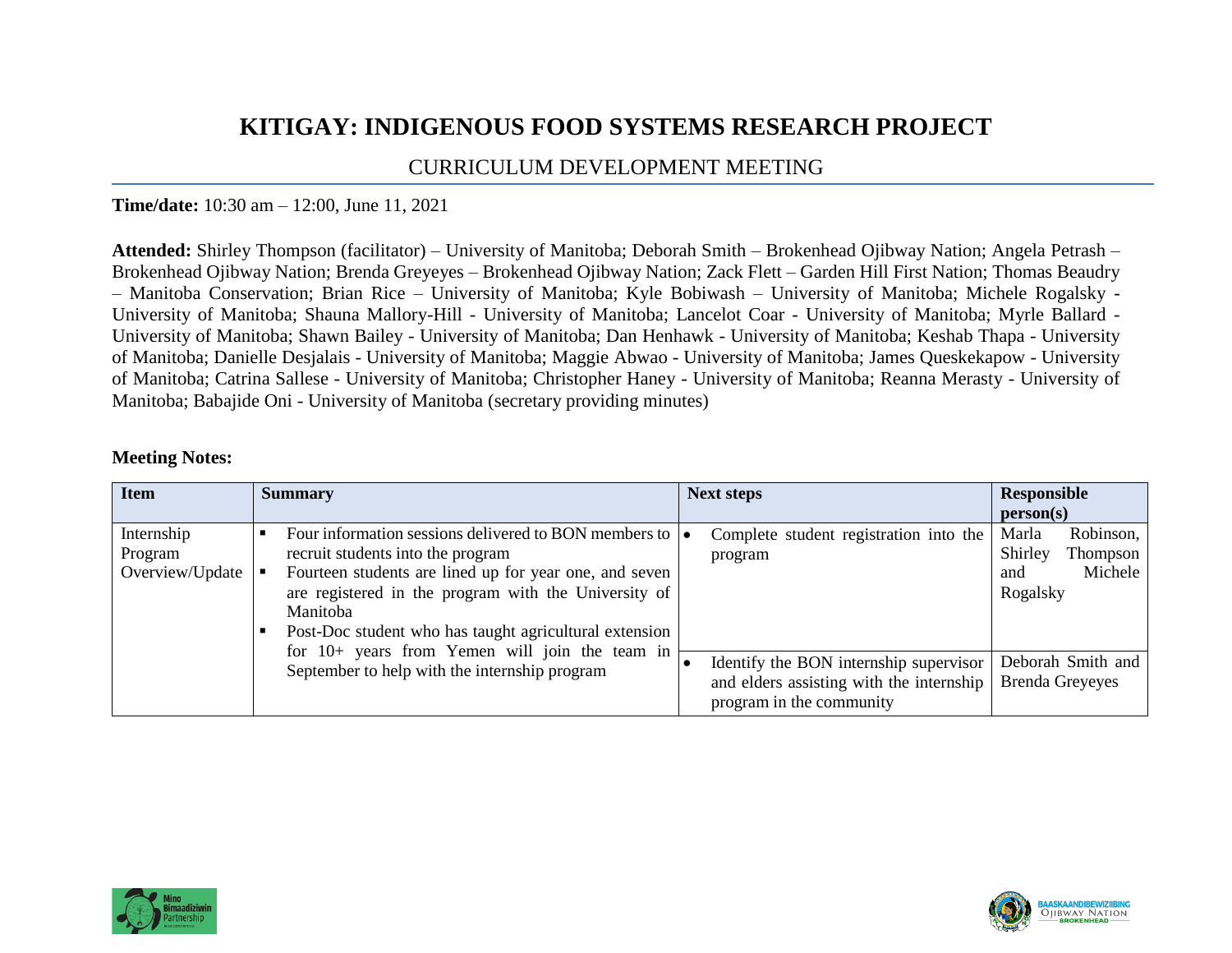# KITIGAY: INDIGENOUS FOOD SYSTEMS RESEARCH PROJECT

## CURRICULUM DEVELOPMENT MEETING

**Time/date:** 10:30 am – 12:00, June 11, 2021

**Attended:** Shirley Thompson (facilitator) – University of Manitoba; Deborah Smith – Brokenhead Ojibway Nation; Angela Petrash – Brokenhead Ojibway Nation; Brenda Greyeyes – Brokenhead Ojibway Nation; Zack Flett – Garden Hill First Nation; Thomas Beaudry – Manitoba Conservation; Brian Rice – University of Manitoba; Kyle Bobiwash – University of Manitoba; Michele Rogalsky - University of Manitoba; Shauna Mallory-Hill - University of Manitoba; Lancelot Coar - University of Manitoba; Myrle Ballard - University of Manitoba; Shawn Bailey - University of Manitoba; Dan Henhawk - University of Manitoba; Keshab Thapa - University of Manitoba; Danielle Desjalais - University of Manitoba; Maggie Abwao - University of Manitoba; James Queskekapow - University of Manitoba; Catrina Sallese - University of Manitoba; Christopher Haney - University of Manitoba; Reanna Merasty - University of Manitoba; Babajide Oni - University of Manitoba (secretary providing minutes)

**Meeting Notes:**

| Item | Summary | Next steps | Responsible person(s) |
|---|---|---|---|
| Internship Program Overview/Update | ▪ Four information sessions delivered to BON members to recruit students into the program<br>▪ Fourteen students are lined up for year one, and seven are registered in the program with the University of Manitoba<br>▪ Post-Doc student who has taught agricultural extension for 10+ years from Yemen will join the team in September to help with the internship program | • Complete student registration into the program | Marla Robinson, Shirley Thompson and Michele Rogalsky |
| | | • Identify the BON internship supervisor and elders assisting with the internship program in the community | Deborah Smith and Brenda Greyeyes |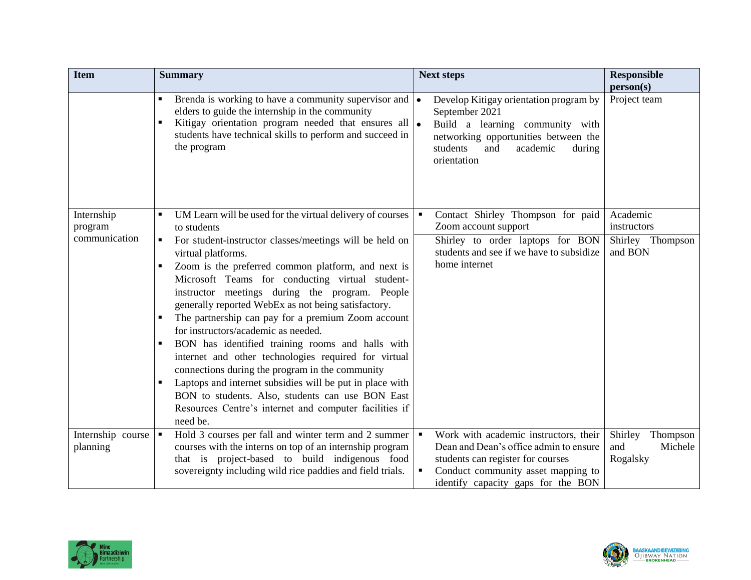| Item | Summary | Next steps | Responsible person(s) |
|---|---|---|---|
| | ▪ Brenda is working to have a community supervisor and elders to guide the internship in the community<br>▪ Kitigay orientation program needed that ensures all students have technical skills to perform and succeed in the program | • Develop Kitigay orientation program by September 2021<br>• Build a learning community with networking opportunities between the students and academic during orientation | Project team |
| Internship program communication | ▪ UM Learn will be used for the virtual delivery of courses to students<br>▪ For student-instructor classes/meetings will be held on virtual platforms.<br>▪ Zoom is the preferred common platform, and next is Microsoft Teams for conducting virtual student-instructor meetings during the program. People generally reported WebEx as not being satisfactory.<br>▪ The partnership can pay for a premium Zoom account for instructors/academic as needed.<br>▪ BON has identified training rooms and halls with internet and other technologies required for virtual connections during the program in the community<br>▪ Laptops and internet subsidies will be put in place with BON to students. Also, students can use BON East Resources Centre's internet and computer facilities if need be. | ▪ Contact Shirley Thompson for paid Zoom account support<br>Shirley to order laptops for BON students and see if we have to subsidize home internet | Academic instructors<br>Shirley Thompson and BON |
| Internship course planning | ▪ Hold 3 courses per fall and winter term and 2 summer courses with the interns on top of an internship program that is project-based to build indigenous food sovereignty including wild rice paddies and field trials. | ▪ Work with academic instructors, their Dean and Dean's office admin to ensure students can register for courses<br>▪ Conduct community asset mapping to identify capacity gaps for the BON | Shirley Thompson and Michele Rogalsky |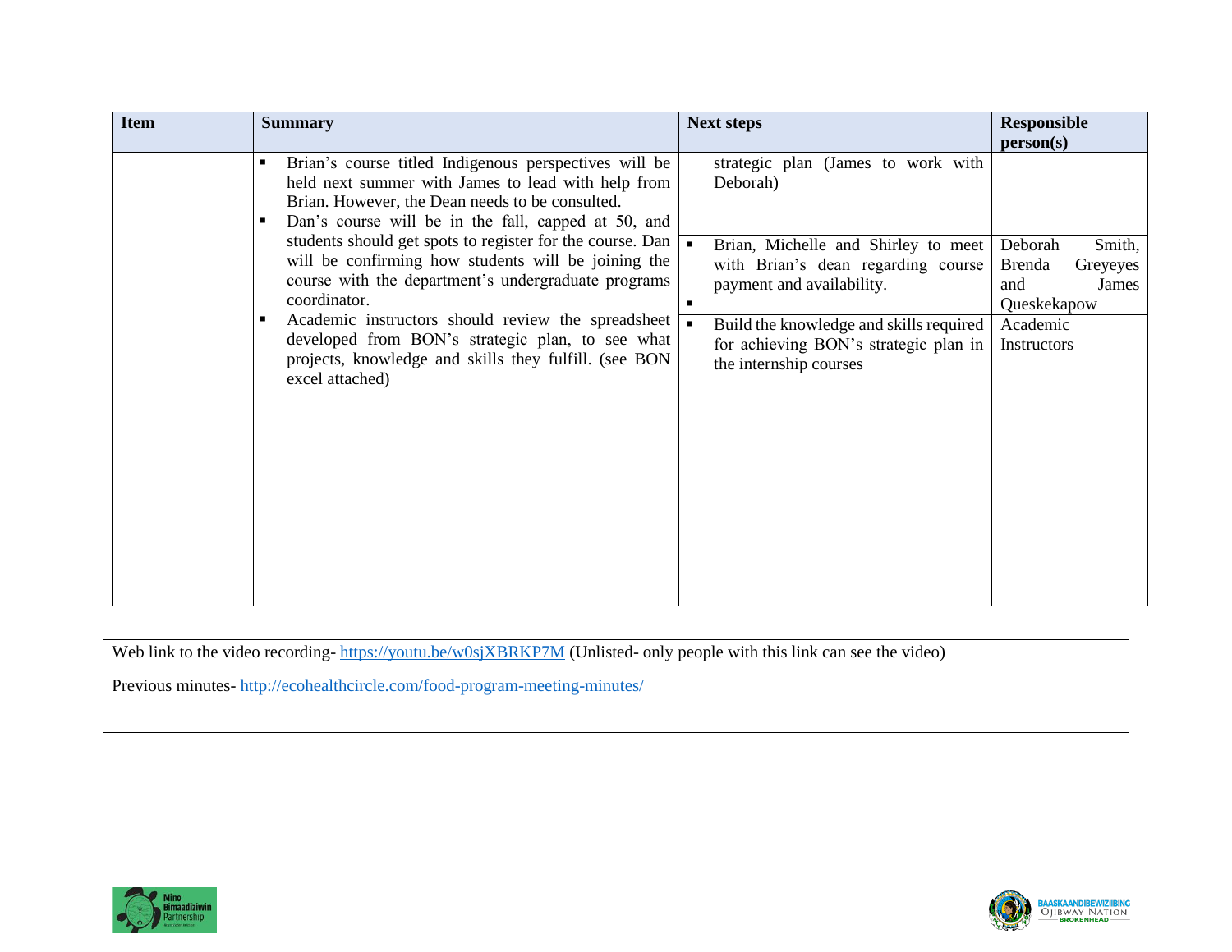| Item | Summary | Next steps | Responsible person(s) |
|---|---|---|---|
| | ▪ Brian's course titled Indigenous perspectives will be held next summer with James to lead with help from Brian. However, the Dean needs to be consulted.<br>▪ Dan's course will be in the fall, capped at 50, and students should get spots to register for the course. Dan will be confirming how students will be joining the course with the department's undergraduate programs coordinator.<br>▪ Academic instructors should review the spreadsheet developed from BON's strategic plan, to see what projects, knowledge and skills they fulfill. (see BON excel attached) | strategic plan (James to work with Deborah) | |
| | | ▪ Brian, Michelle and Shirley to meet with Brian's dean regarding course payment and availability.<br>▪ | Deborah Smith, Brenda Greyeyes and James Queskekapow |
| | | ▪ Build the knowledge and skills required for achieving BON's strategic plan in the internship courses | Academic Instructors |

Web link to the video recording- https://youtu.be/w0sjXBRKP7M (Unlisted- only people with this link can see the video)

Previous minutes- http://ecohealthcircle.com/food-program-meeting-minutes/